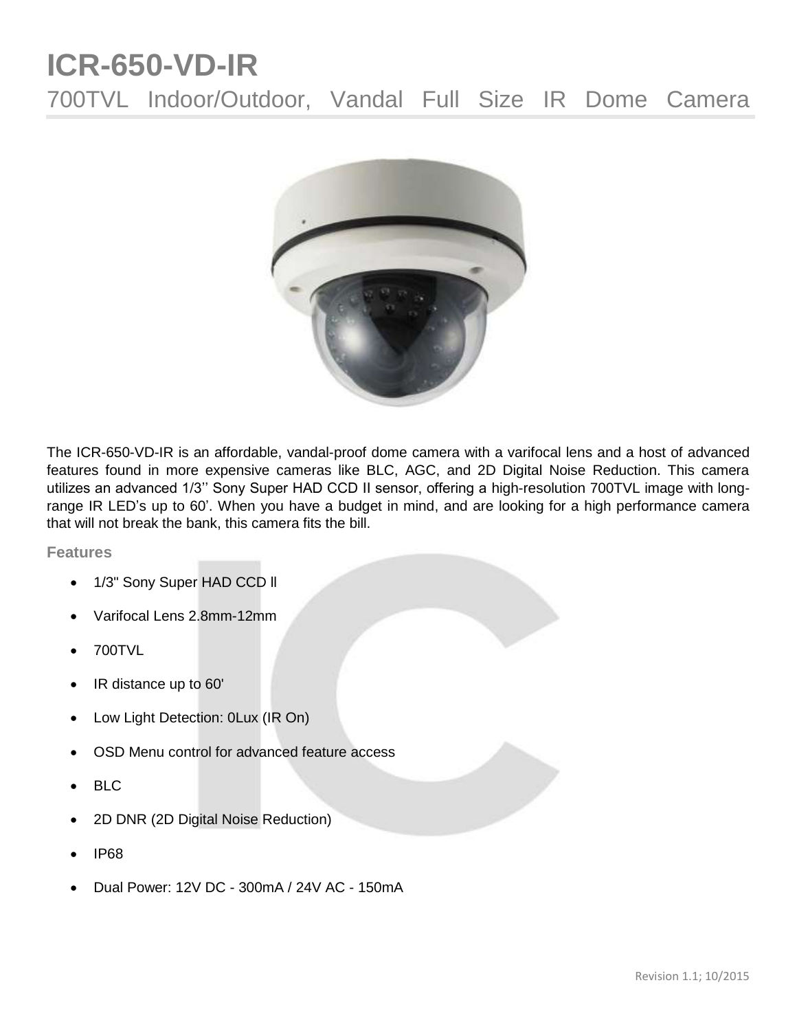# ICR-650-VD-IR

## 700TVL Indoor/Outdoor, Vandal Full Size IR Dome Camera

The ICR-650-VD-IR is an affordable, vandal-proof dome camera with a varifocal lens and a host of advanced features found in more expensive cameras like BLC, AGC, and 2D Digital Noise Reduction. This camera utilizes an advanced 1/3'' Sony Super HAD CCD II sensor, offering a high-resolution 700TVL image with long-range IR LED's up to 60'. When you have a budget in mind, and are looking for a high performance camera that will not break the bank, this camera fits the bill.

### Features

- 1/3" Sony Super HAD CCD ll
- Varifocal Lens 2.8mm-12mm
- 700TVL
- IR distance up to 60'
- Low Light Detection: 0Lux (IR On)
- OSD Menu control for advanced feature access
- BLC
- 2D DNR (2D Digital Noise Reduction)
- IP68
- Dual Power: 12V DC - 300mA / 24V AC - 150mA

Revision 1.1; 10/2015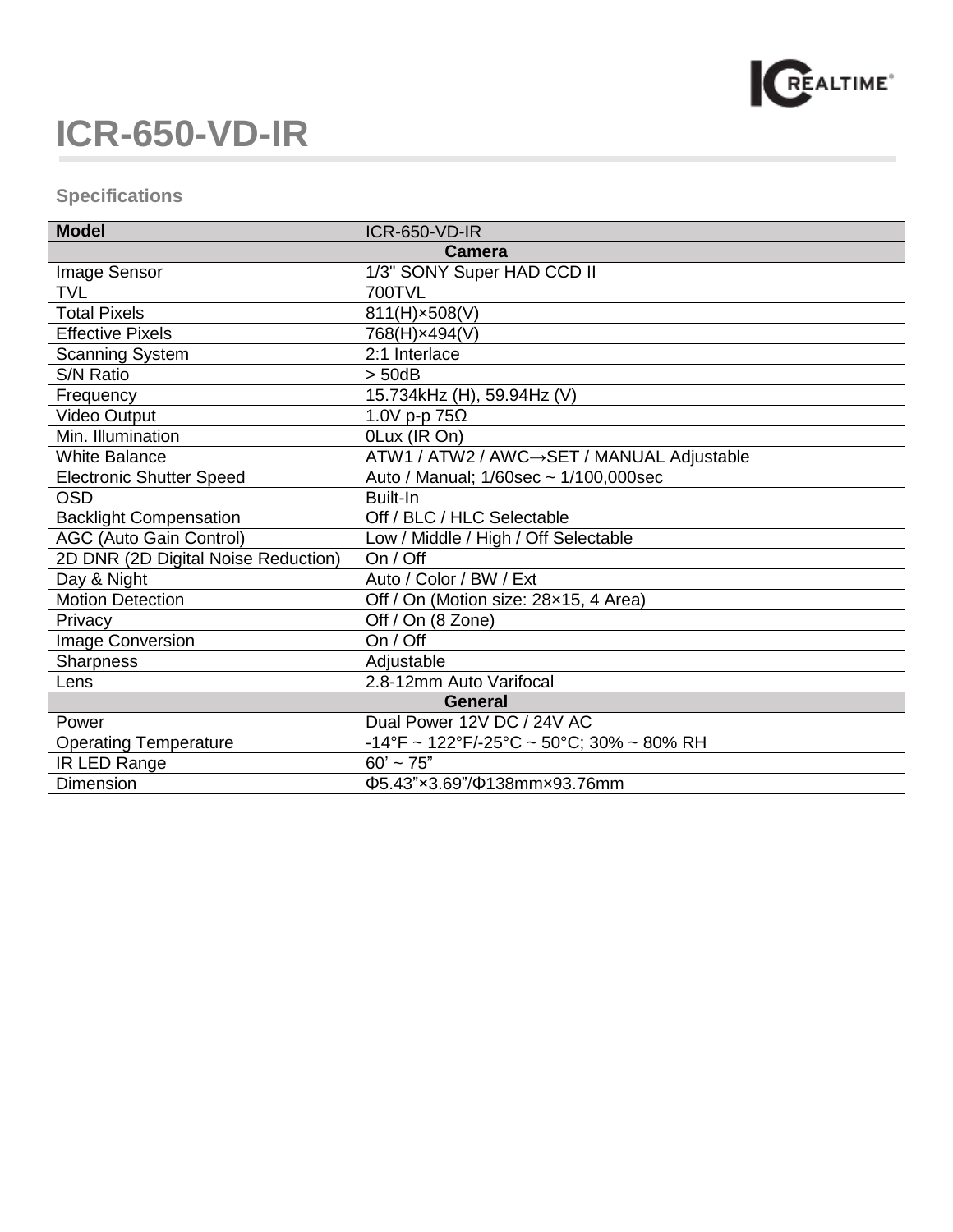# ICR-650-VD-IR

## Specifications

| Model | ICR-650-VD-IR |
|---|---|
| **Camera** | |
| Image Sensor | 1/3" SONY Super HAD CCD II |
| TVL | 700TVL |
| Total Pixels | 811(H)×508(V) |
| Effective Pixels | 768(H)×494(V) |
| Scanning System | 2:1 Interlace |
| S/N Ratio | > 50dB |
| Frequency | 15.734kHz (H), 59.94Hz (V) |
| Video Output | 1.0V p-p 75Ω |
| Min. Illumination | 0Lux (IR On) |
| White Balance | ATW1 / ATW2 / AWC→SET / MANUAL Adjustable |
| Electronic Shutter Speed | Auto / Manual; 1/60sec ~ 1/100,000sec |
| OSD | Built-In |
| Backlight Compensation | Off / BLC / HLC Selectable |
| AGC (Auto Gain Control) | Low / Middle / High / Off Selectable |
| 2D DNR (2D Digital Noise Reduction) | On / Off |
| Day & Night | Auto / Color / BW / Ext |
| Motion Detection | Off / On (Motion size: 28×15, 4 Area) |
| Privacy | Off / On (8 Zone) |
| Image Conversion | On / Off |
| Sharpness | Adjustable |
| Lens | 2.8-12mm Auto Varifocal |
| **General** | |
| Power | Dual Power 12V DC / 24V AC |
| Operating Temperature | -14°F ~ 122°F/-25°C ~ 50°C; 30% ~ 80% RH |
| IR LED Range | 60' ~ 75" |
| Dimension | Φ5.43"×3.69"/Φ138mm×93.76mm |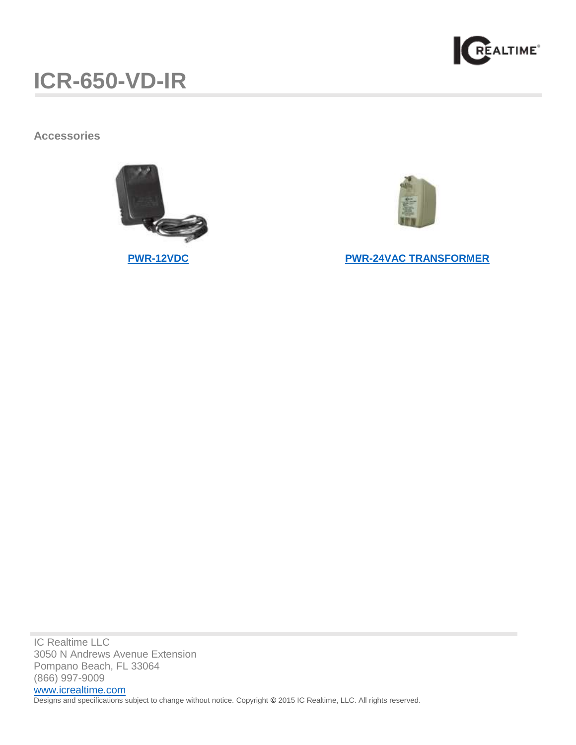# ICR-650-VD-IR

## Accessories

[PWR-12VDC](#)

[PWR-24VAC TRANSFORMER](#)

IC Realtime LLC
3050 N Andrews Avenue Extension
Pompano Beach, FL 33064
(866) 997-9009
www.icrealtime.com

Designs and specifications subject to change without notice. Copyright © 2015 IC Realtime, LLC. All rights reserved.